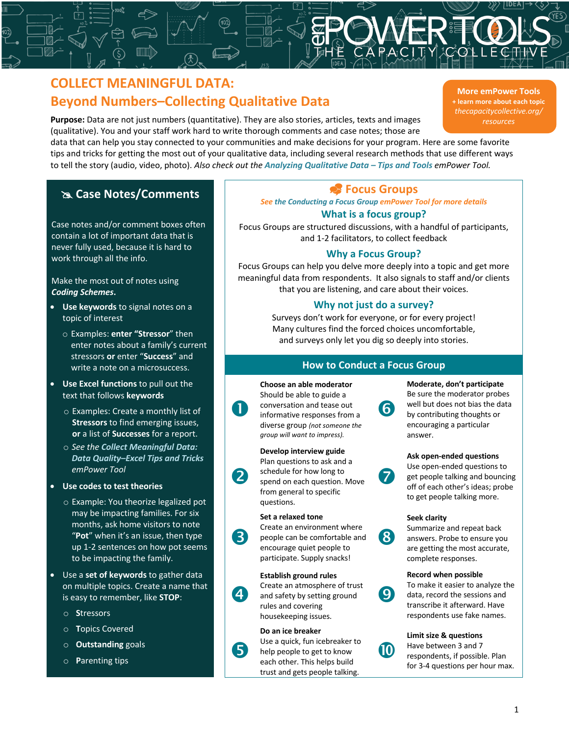# COLLECT MEANINGFUL DATA: Beyond Numbers–Collecting Qualitative Data

**More emPower Tools**
+ learn more about each topic
*thecapacitycollective.org/resources*

**Purpose:** Data are not just numbers (quantitative). They are also stories, articles, texts and images (qualitative). You and your staff work hard to write thorough comments and case notes; those are data that can help you stay connected to your communities and make decisions for your program. Here are some favorite tips and tricks for getting the most out of your qualitative data, including several research methods that use different ways to tell the story (audio, video, photo). *Also check out the Analyzing Qualitative Data – Tips and Tools emPower Tool.*

## Case Notes/Comments

Case notes and/or comment boxes often contain a lot of important data that is never fully used, because it is hard to work through all the info.

Make the most out of notes using ***Coding Schemes***.

- **Use keywords** to signal notes on a topic of interest
  - Examples: **enter "Stressor"** then enter notes about a family's current stressors **or** enter "**Success**" and write a note on a microsuccess.
- **Use Excel functions** to pull out the text that follows **keywords**
  - Examples: Create a monthly list of **Stressors** to find emerging issues, **or** a list of **Successes** for a report.
  - *See the **Collect Meaningful Data: Data Quality–Excel Tips and Tricks** emPower Tool*
- **Use codes to test theories**
  - Example: You theorize legalized pot may be impacting families. For six months, ask home visitors to note "**Pot**" when it's an issue, then type up 1-2 sentences on how pot seems to be impacting the family.
- Use a **set of keywords** to gather data on multiple topics. Create a name that is easy to remember, like **STOP**:
  - **S**tressors
  - **T**opics Covered
  - **O**utstanding goals
  - **P**arenting tips

## Focus Groups

*See the Conducting a Focus Group emPower Tool for more details*

### What is a focus group?

Focus Groups are structured discussions, with a handful of participants, and 1-2 facilitators, to collect feedback

### Why a Focus Group?

Focus Groups can help you delve more deeply into a topic and get more meaningful data from respondents. It also signals to staff and/or clients that you are listening, and care about their voices.

### Why not just do a survey?

Surveys don't work for everyone, or for every project! Many cultures find the forced choices uncomfortable, and surveys only let you dig so deeply into stories.

### How to Conduct a Focus Group

1. **Choose an able moderator**
   Should be able to guide a conversation and tease out informative responses from a diverse group *(not someone the group will want to impress).*
2. **Develop interview guide**
   Plan questions to ask and a schedule for how long to spend on each question. Move from general to specific questions.
3. **Set a relaxed tone**
   Create an environment where people can be comfortable and encourage quiet people to participate. Supply snacks!
4. **Establish ground rules**
   Create an atmosphere of trust and safety by setting ground rules and covering housekeeping issues.
5. **Do an ice breaker**
   Use a quick, fun icebreaker to help people to get to know each other. This helps build trust and gets people talking.
6. **Moderate, don't participate**
   Be sure the moderator probes well but does not bias the data by contributing thoughts or encouraging a particular answer.
7. **Ask open-ended questions**
   Use open-ended questions to get people talking and bouncing off of each other's ideas; probe to get people talking more.
8. **Seek clarity**
   Summarize and repeat back answers. Probe to ensure you are getting the most accurate, complete responses.
9. **Record when possible**
   To make it easier to analyze the data, record the sessions and transcribe it afterward. Have respondents use fake names.
10. **Limit size & questions**
    Have between 3 and 7 respondents, if possible. Plan for 3-4 questions per hour max.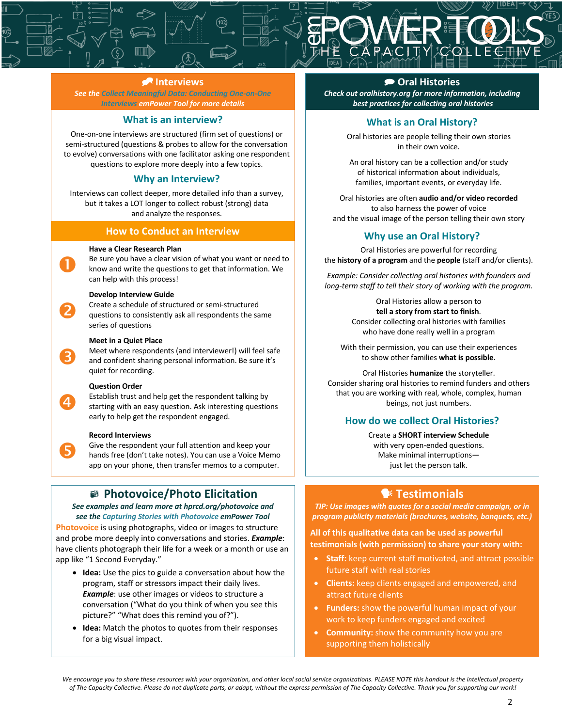# emPOWER TOOLS

THE CAPACITY COLLECTIVE

## Interviews

*See the Collect Meaningful Data: Conducting One-on-One Interviews emPower Tool for more details*

### What is an interview?

One-on-one interviews are structured (firm set of questions) or semi-structured (questions & probes to allow for the conversation to evolve) conversations with one facilitator asking one respondent questions to explore more deeply into a few topics.

### Why an Interview?

Interviews can collect deeper, more detailed info than a survey, but it takes a LOT longer to collect robust (strong) data and analyze the responses.

### How to Conduct an Interview

1. **Have a Clear Research Plan**
   Be sure you have a clear vision of what you want or need to know and write the questions to get that information. We can help with this process!
2. **Develop Interview Guide**
   Create a schedule of structured or semi-structured questions to consistently ask all respondents the same series of questions
3. **Meet in a Quiet Place**
   Meet where respondents (and interviewer!) will feel safe and confident sharing personal information. Be sure it's quiet for recording.
4. **Question Order**
   Establish trust and help get the respondent talking by starting with an easy question. Ask interesting questions early to help get the respondent engaged.
5. **Record Interviews**
   Give the respondent your full attention and keep your hands free (don't take notes). You can use a Voice Memo app on your phone, then transfer memos to a computer.

## Oral Histories

*Check out oralhistory.org for more information, including best practices for collecting oral histories*

### What is an Oral History?

Oral histories are people telling their own stories in their own voice.

An oral history can be a collection and/or study of historical information about individuals, families, important events, or everyday life.

Oral histories are often **audio and/or video recorded** to also harness the power of voice and the visual image of the person telling their own story

### Why use an Oral History?

Oral Histories are powerful for recording the **history of a program** and the **people** (staff and/or clients).

*Example: Consider collecting oral histories with founders and long-term staff to tell their story of working with the program.*

Oral Histories allow a person to **tell a story from start to finish**. Consider collecting oral histories with families who have done really well in a program

With their permission, you can use their experiences to show other families **what is possible**.

Oral Histories **humanize** the storyteller. Consider sharing oral histories to remind funders and others that you are working with real, whole, complex, human beings, not just numbers.

### How do we collect Oral Histories?

Create a **SHORT interview Schedule** with very open-ended questions. Make minimal interruptions— just let the person talk.

## Photovoice/Photo Elicitation

*See examples and learn more at hprcd.org/photovoice and see the Capturing Stories with Photovoice emPower Tool*

Photovoice is using photographs, video or images to structure and probe more deeply into conversations and stories. ***Example***: have clients photograph their life for a week or a month or use an app like "1 Second Everyday."

- **Idea:** Use the pics to guide a conversation about how the program, staff or stressors impact their daily lives. ***Example***: use other images or videos to structure a conversation ("What do you think of when you see this picture?" "What does this remind you of?").
- **Idea:** Match the photos to quotes from their responses for a big visual impact.

## Testimonials

*TIP: Use images with quotes for a social media campaign, or in program publicity materials (brochures, website, banquets, etc.)*

**All of this qualitative data can be used as powerful testimonials (with permission) to share your story with:**

- **Staff:** keep current staff motivated, and attract possible future staff with real stories
- **Clients:** keep clients engaged and empowered, and attract future clients
- **Funders:** show the powerful human impact of your work to keep funders engaged and excited
- **Community:** show the community how you are supporting them holistically

*We encourage you to share these resources with your organization, and other local social service organizations. PLEASE NOTE this handout is the intellectual property of The Capacity Collective. Please do not duplicate parts, or adapt, without the express permission of The Capacity Collective. Thank you for supporting our work!*